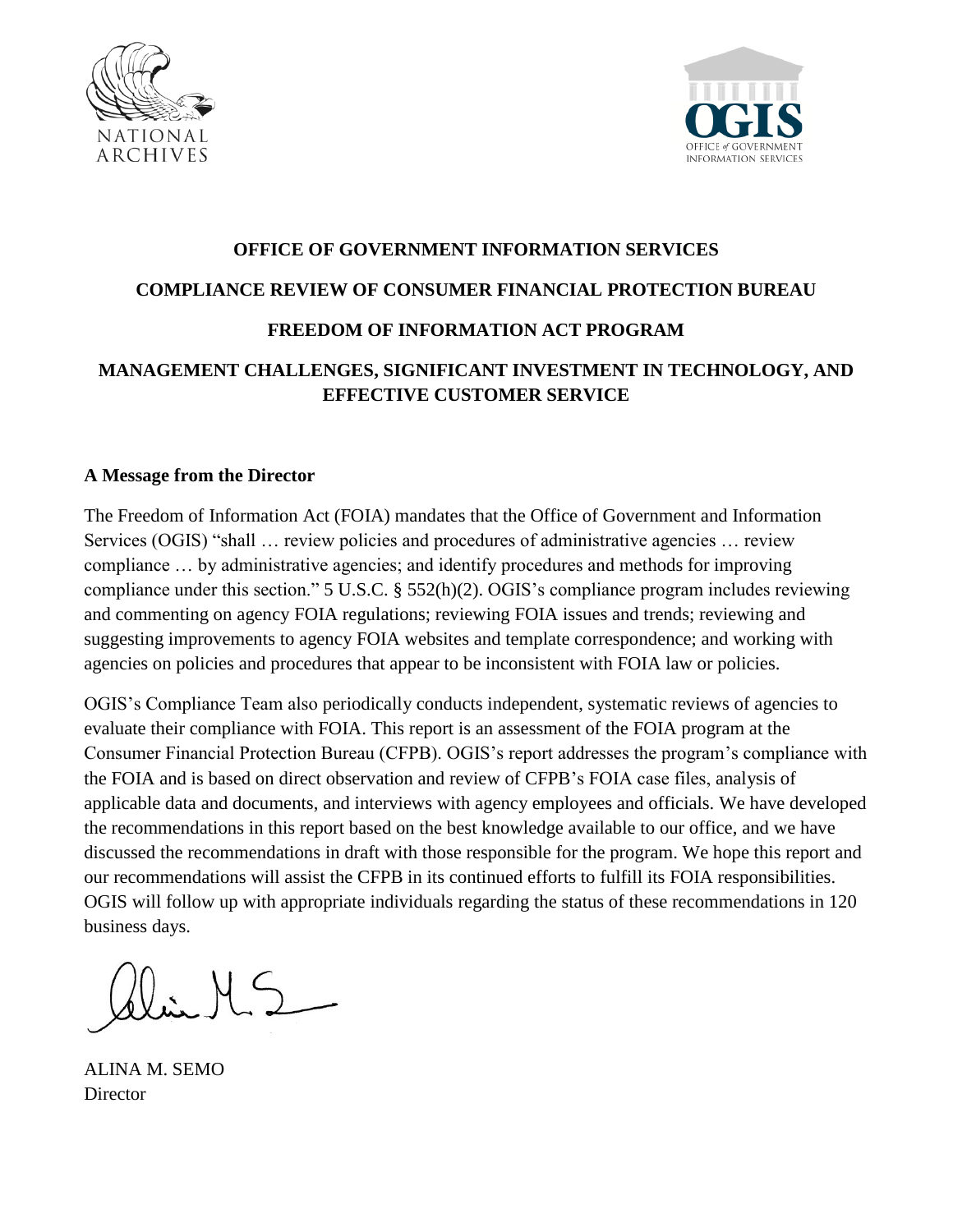**OFFICE OF GOVERNMENT INFORMATION SERVICES**

**COMPLIANCE REVIEW OF CONSUMER FINANCIAL PROTECTION BUREAU**

**FREEDOM OF INFORMATION ACT PROGRAM**

**MANAGEMENT CHALLENGES, SIGNIFICANT INVESTMENT IN TECHNOLOGY, AND EFFECTIVE CUSTOMER SERVICE**

## A Message from the Director

The Freedom of Information Act (FOIA) mandates that the Office of Government and Information Services (OGIS) "shall … review policies and procedures of administrative agencies … review compliance … by administrative agencies; and identify procedures and methods for improving compliance under this section." 5 U.S.C. § 552(h)(2). OGIS's compliance program includes reviewing and commenting on agency FOIA regulations; reviewing FOIA issues and trends; reviewing and suggesting improvements to agency FOIA websites and template correspondence; and working with agencies on policies and procedures that appear to be inconsistent with FOIA law or policies.

OGIS's Compliance Team also periodically conducts independent, systematic reviews of agencies to evaluate their compliance with FOIA. This report is an assessment of the FOIA program at the Consumer Financial Protection Bureau (CFPB). OGIS's report addresses the program's compliance with the FOIA and is based on direct observation and review of CFPB's FOIA case files, analysis of applicable data and documents, and interviews with agency employees and officials. We have developed the recommendations in this report based on the best knowledge available to our office, and we have discussed the recommendations in draft with those responsible for the program. We hope this report and our recommendations will assist the CFPB in its continued efforts to fulfill its FOIA responsibilities. OGIS will follow up with appropriate individuals regarding the status of these recommendations in 120 business days.

ALINA M. SEMO
Director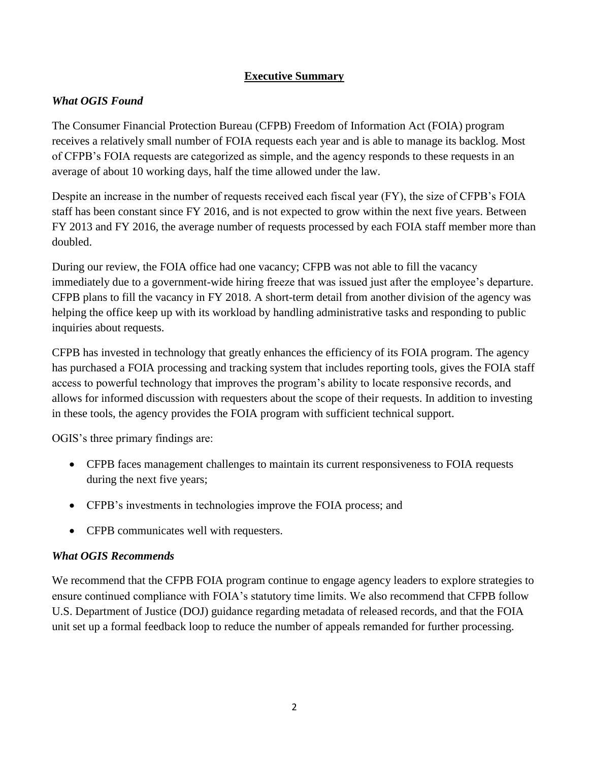## Executive Summary

### *What OGIS Found*

The Consumer Financial Protection Bureau (CFPB) Freedom of Information Act (FOIA) program receives a relatively small number of FOIA requests each year and is able to manage its backlog. Most of CFPB's FOIA requests are categorized as simple, and the agency responds to these requests in an average of about 10 working days, half the time allowed under the law.

Despite an increase in the number of requests received each fiscal year (FY), the size of CFPB's FOIA staff has been constant since FY 2016, and is not expected to grow within the next five years. Between FY 2013 and FY 2016, the average number of requests processed by each FOIA staff member more than doubled.

During our review, the FOIA office had one vacancy; CFPB was not able to fill the vacancy immediately due to a government-wide hiring freeze that was issued just after the employee's departure. CFPB plans to fill the vacancy in FY 2018. A short-term detail from another division of the agency was helping the office keep up with its workload by handling administrative tasks and responding to public inquiries about requests.

CFPB has invested in technology that greatly enhances the efficiency of its FOIA program. The agency has purchased a FOIA processing and tracking system that includes reporting tools, gives the FOIA staff access to powerful technology that improves the program's ability to locate responsive records, and allows for informed discussion with requesters about the scope of their requests. In addition to investing in these tools, the agency provides the FOIA program with sufficient technical support.

OGIS's three primary findings are:

- CFPB faces management challenges to maintain its current responsiveness to FOIA requests during the next five years;
- CFPB's investments in technologies improve the FOIA process; and
- CFPB communicates well with requesters.

### *What OGIS Recommends*

We recommend that the CFPB FOIA program continue to engage agency leaders to explore strategies to ensure continued compliance with FOIA's statutory time limits. We also recommend that CFPB follow U.S. Department of Justice (DOJ) guidance regarding metadata of released records, and that the FOIA unit set up a formal feedback loop to reduce the number of appeals remanded for further processing.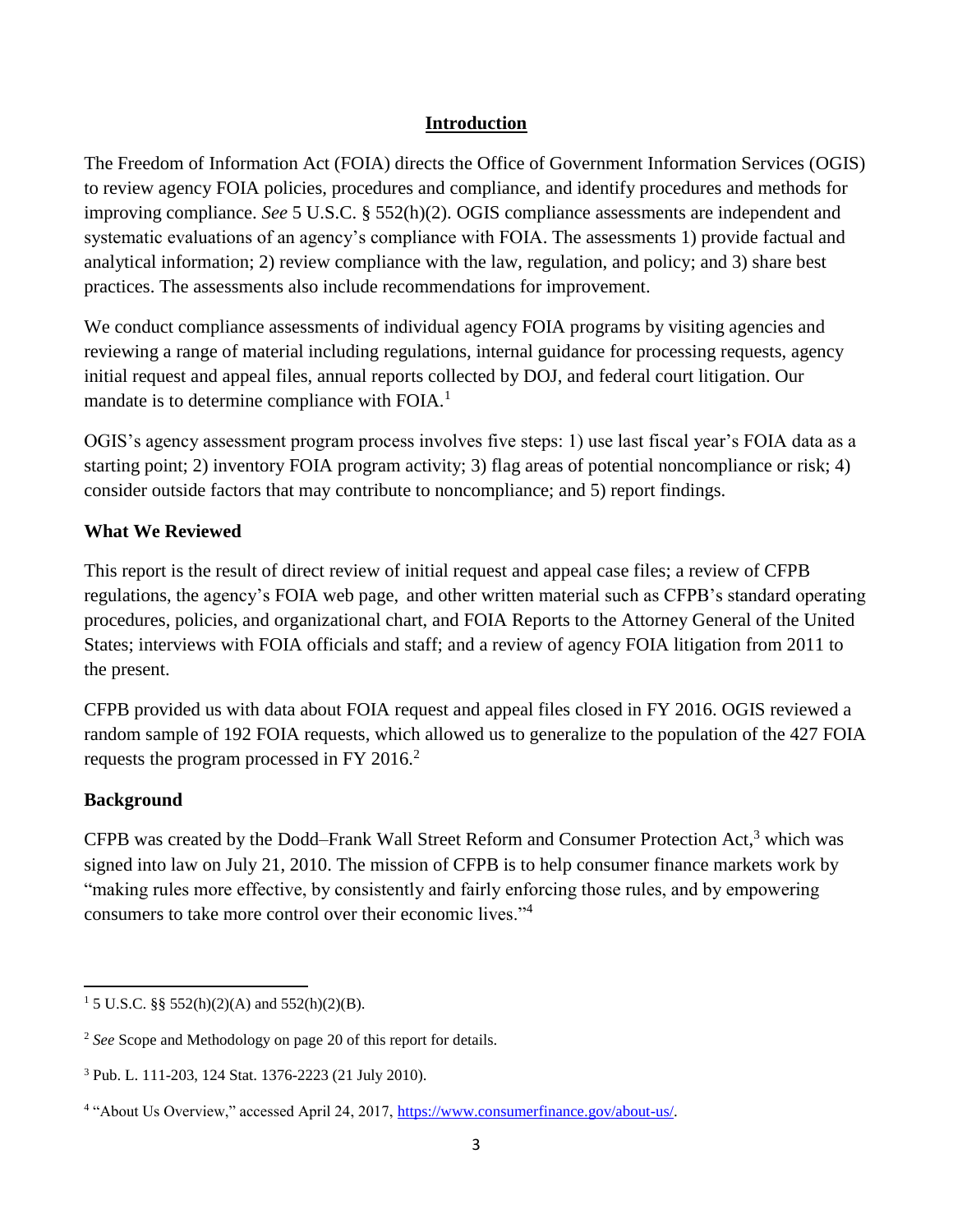## Introduction

The Freedom of Information Act (FOIA) directs the Office of Government Information Services (OGIS) to review agency FOIA policies, procedures and compliance, and identify procedures and methods for improving compliance. *See* 5 U.S.C. § 552(h)(2). OGIS compliance assessments are independent and systematic evaluations of an agency's compliance with FOIA. The assessments 1) provide factual and analytical information; 2) review compliance with the law, regulation, and policy; and 3) share best practices. The assessments also include recommendations for improvement.

We conduct compliance assessments of individual agency FOIA programs by visiting agencies and reviewing a range of material including regulations, internal guidance for processing requests, agency initial request and appeal files, annual reports collected by DOJ, and federal court litigation. Our mandate is to determine compliance with FOIA.[1]

OGIS's agency assessment program process involves five steps: 1) use last fiscal year's FOIA data as a starting point; 2) inventory FOIA program activity; 3) flag areas of potential noncompliance or risk; 4) consider outside factors that may contribute to noncompliance; and 5) report findings.

### What We Reviewed

This report is the result of direct review of initial request and appeal case files; a review of CFPB regulations, the agency's FOIA web page, and other written material such as CFPB's standard operating procedures, policies, and organizational chart, and FOIA Reports to the Attorney General of the United States; interviews with FOIA officials and staff; and a review of agency FOIA litigation from 2011 to the present.

CFPB provided us with data about FOIA request and appeal files closed in FY 2016. OGIS reviewed a random sample of 192 FOIA requests, which allowed us to generalize to the population of the 427 FOIA requests the program processed in FY 2016.[2]

### Background

CFPB was created by the Dodd–Frank Wall Street Reform and Consumer Protection Act,[3] which was signed into law on July 21, 2010. The mission of CFPB is to help consumer finance markets work by "making rules more effective, by consistently and fairly enforcing those rules, and by empowering consumers to take more control over their economic lives."[4]

---

[1] 5 U.S.C. §§ 552(h)(2)(A) and 552(h)(2)(B).

[2] *See* Scope and Methodology on page 20 of this report for details.

[3] Pub. L. 111-203, 124 Stat. 1376-2223 (21 July 2010).

[4] "About Us Overview," accessed April 24, 2017, https://www.consumerfinance.gov/about-us/.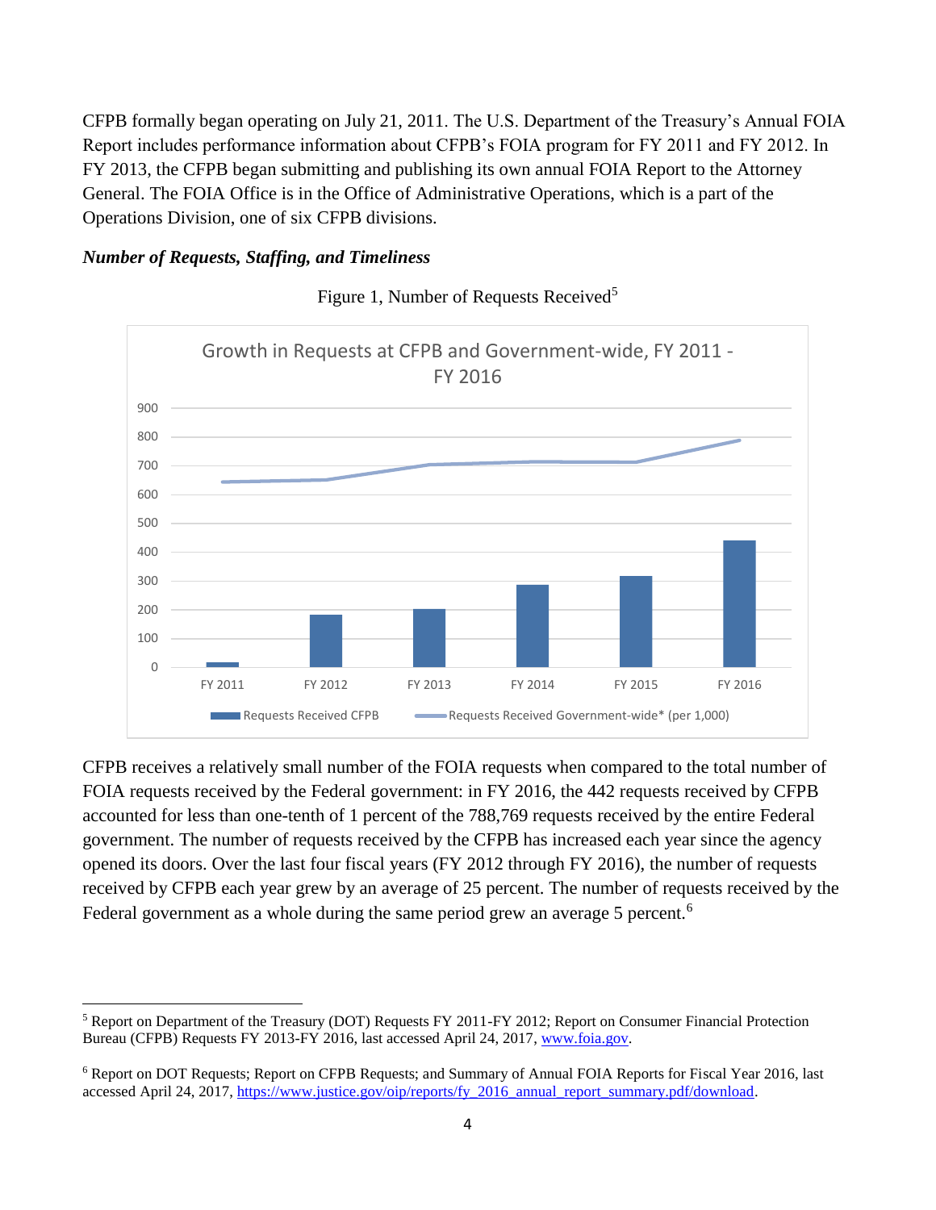CFPB formally began operating on July 21, 2011. The U.S. Department of the Treasury's Annual FOIA Report includes performance information about CFPB's FOIA program for FY 2011 and FY 2012. In FY 2013, the CFPB began submitting and publishing its own annual FOIA Report to the Attorney General. The FOIA Office is in the Office of Administrative Operations, which is a part of the Operations Division, one of six CFPB divisions.

***Number of Requests, Staffing, and Timeliness***

Figure 1, Number of Requests Received[5]

Growth in Requests at CFPB and Government-wide, FY 2011 - FY 2016

Requests Received CFPB — Requests Received Government-wide* (per 1,000)

CFPB receives a relatively small number of the FOIA requests when compared to the total number of FOIA requests received by the Federal government: in FY 2016, the 442 requests received by CFPB accounted for less than one-tenth of 1 percent of the 788,769 requests received by the entire Federal government. The number of requests received by the CFPB has increased each year since the agency opened its doors. Over the last four fiscal years (FY 2012 through FY 2016), the number of requests received by CFPB each year grew by an average of 25 percent. The number of requests received by the Federal government as a whole during the same period grew an average 5 percent.[6]

---

[5] Report on Department of the Treasury (DOT) Requests FY 2011-FY 2012; Report on Consumer Financial Protection Bureau (CFPB) Requests FY 2013-FY 2016, last accessed April 24, 2017, www.foia.gov.

[6] Report on DOT Requests; Report on CFPB Requests; and Summary of Annual FOIA Reports for Fiscal Year 2016, last accessed April 24, 2017, https://www.justice.gov/oip/reports/fy_2016_annual_report_summary.pdf/download.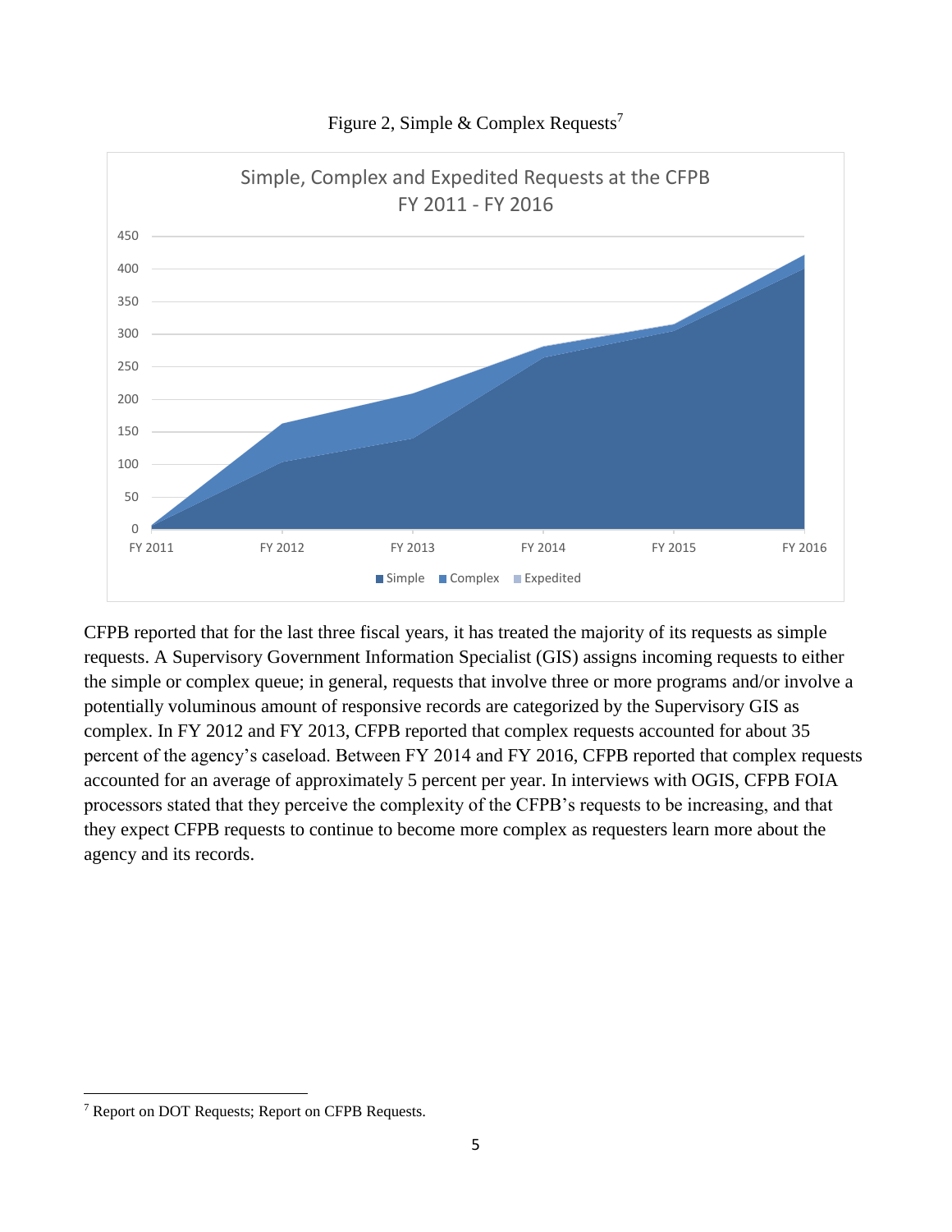Figure 2, Simple & Complex Requests[7]

Simple, Complex and Expedited Requests at the CFPB
FY 2011 - FY 2016

CFPB reported that for the last three fiscal years, it has treated the majority of its requests as simple requests. A Supervisory Government Information Specialist (GIS) assigns incoming requests to either the simple or complex queue; in general, requests that involve three or more programs and/or involve a potentially voluminous amount of responsive records are categorized by the Supervisory GIS as complex. In FY 2012 and FY 2013, CFPB reported that complex requests accounted for about 35 percent of the agency's caseload. Between FY 2014 and FY 2016, CFPB reported that complex requests accounted for an average of approximately 5 percent per year. In interviews with OGIS, CFPB FOIA processors stated that they perceive the complexity of the CFPB's requests to be increasing, and that they expect CFPB requests to continue to become more complex as requesters learn more about the agency and its records.

[7] Report on DOT Requests; Report on CFPB Requests.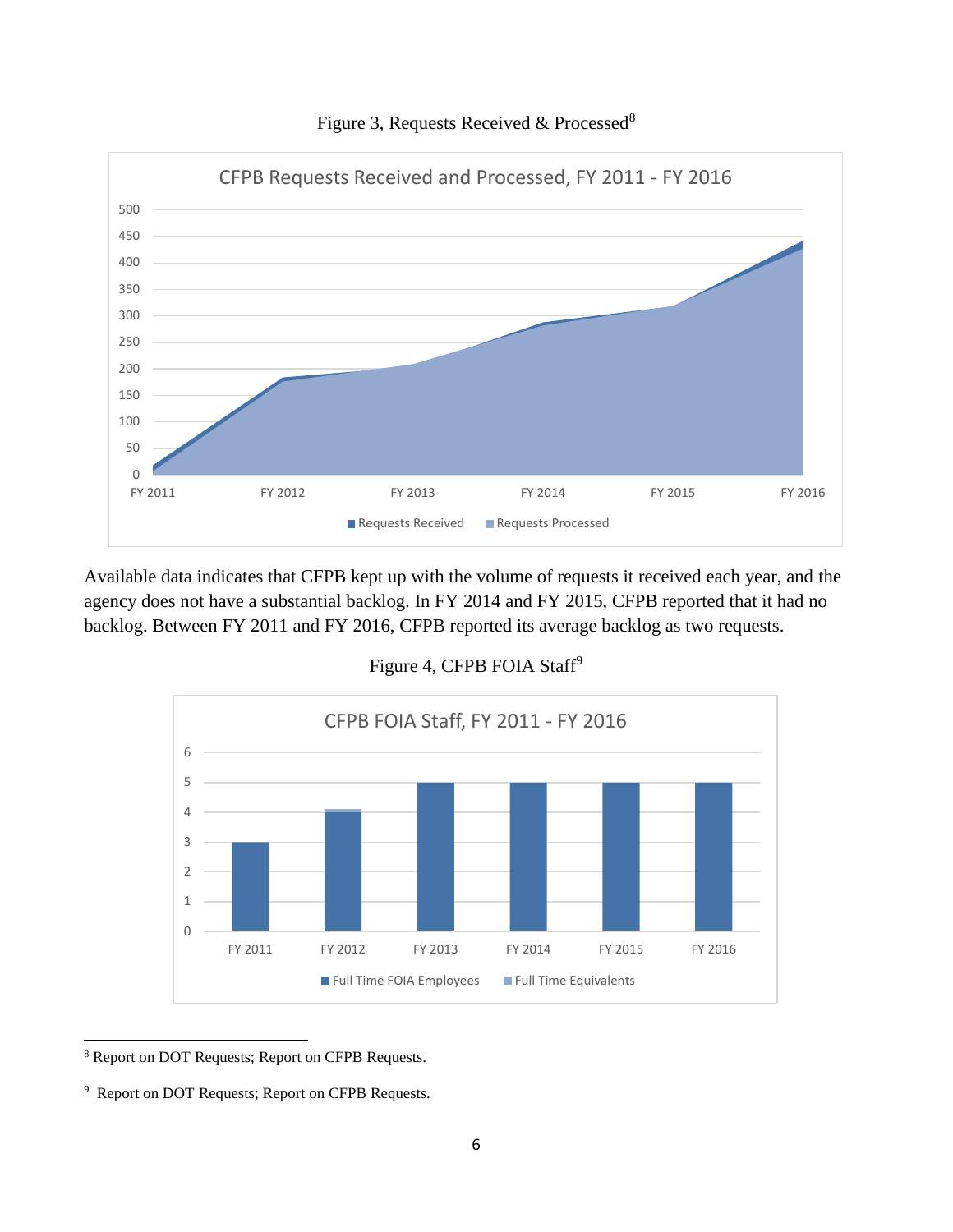Figure 3, Requests Received & Processed[8]

Available data indicates that CFPB kept up with the volume of requests it received each year, and the agency does not have a substantial backlog. In FY 2014 and FY 2015, CFPB reported that it had no backlog. Between FY 2011 and FY 2016, CFPB reported its average backlog as two requests.

Figure 4, CFPB FOIA Staff[9]

[8] Report on DOT Requests; Report on CFPB Requests.

[9] Report on DOT Requests; Report on CFPB Requests.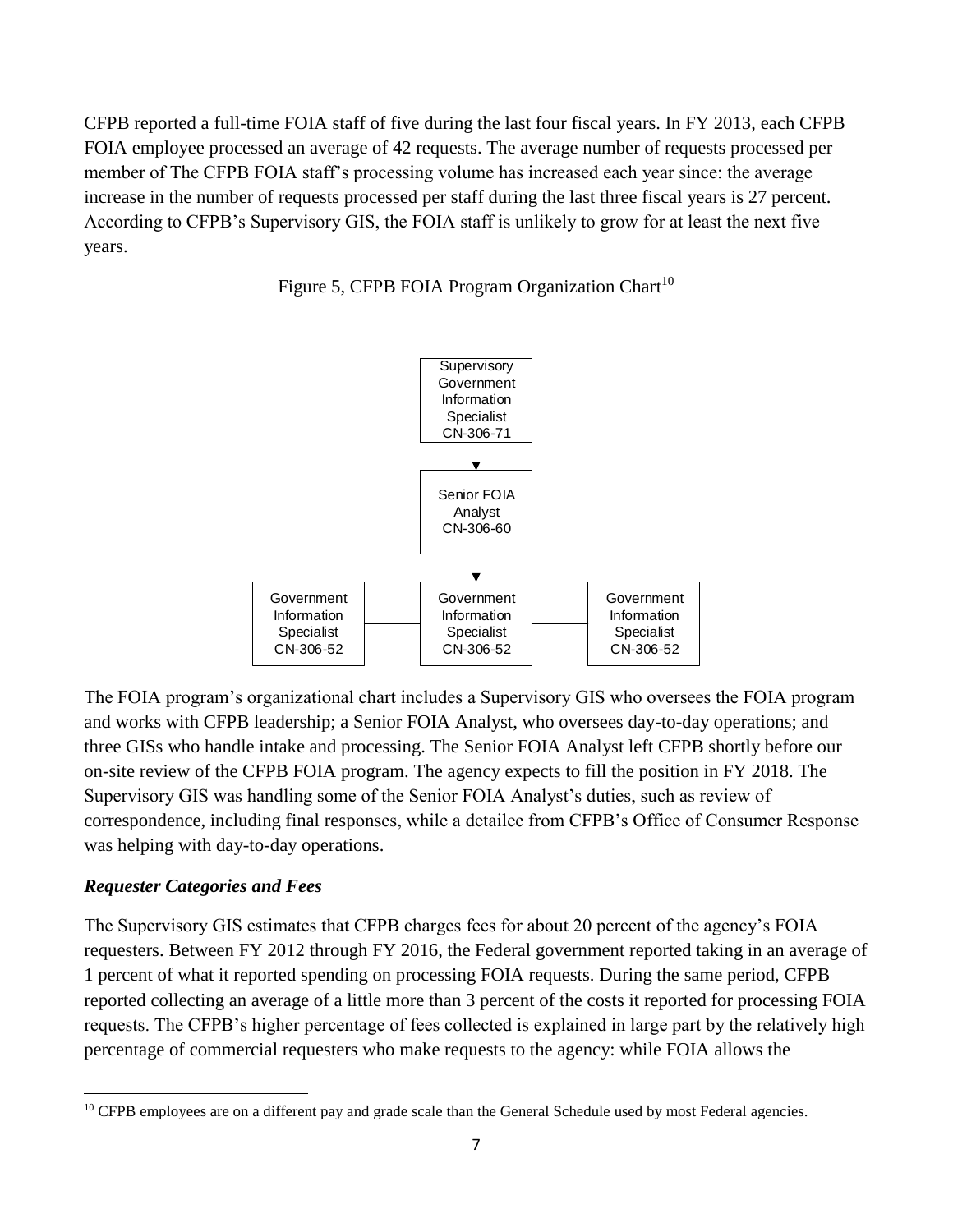CFPB reported a full-time FOIA staff of five during the last four fiscal years. In FY 2013, each CFPB FOIA employee processed an average of 42 requests. The average number of requests processed per member of The CFPB FOIA staff's processing volume has increased each year since: the average increase in the number of requests processed per staff during the last three fiscal years is 27 percent. According to CFPB's Supervisory GIS, the FOIA staff is unlikely to grow for at least the next five years.

Figure 5, CFPB FOIA Program Organization Chart[10]

Supervisory Government Information Specialist CN-306-71

Senior FOIA Analyst CN-306-60

Government Information Specialist CN-306-52

Government Information Specialist CN-306-52

Government Information Specialist CN-306-52

The FOIA program's organizational chart includes a Supervisory GIS who oversees the FOIA program and works with CFPB leadership; a Senior FOIA Analyst, who oversees day-to-day operations; and three GISs who handle intake and processing. The Senior FOIA Analyst left CFPB shortly before our on-site review of the CFPB FOIA program. The agency expects to fill the position in FY 2018. The Supervisory GIS was handling some of the Senior FOIA Analyst's duties, such as review of correspondence, including final responses, while a detailee from CFPB's Office of Consumer Response was helping with day-to-day operations.

### *Requester Categories and Fees*

The Supervisory GIS estimates that CFPB charges fees for about 20 percent of the agency's FOIA requesters. Between FY 2012 through FY 2016, the Federal government reported taking in an average of 1 percent of what it reported spending on processing FOIA requests. During the same period, CFPB reported collecting an average of a little more than 3 percent of the costs it reported for processing FOIA requests. The CFPB's higher percentage of fees collected is explained in large part by the relatively high percentage of commercial requesters who make requests to the agency: while FOIA allows the

[10] CFPB employees are on a different pay and grade scale than the General Schedule used by most Federal agencies.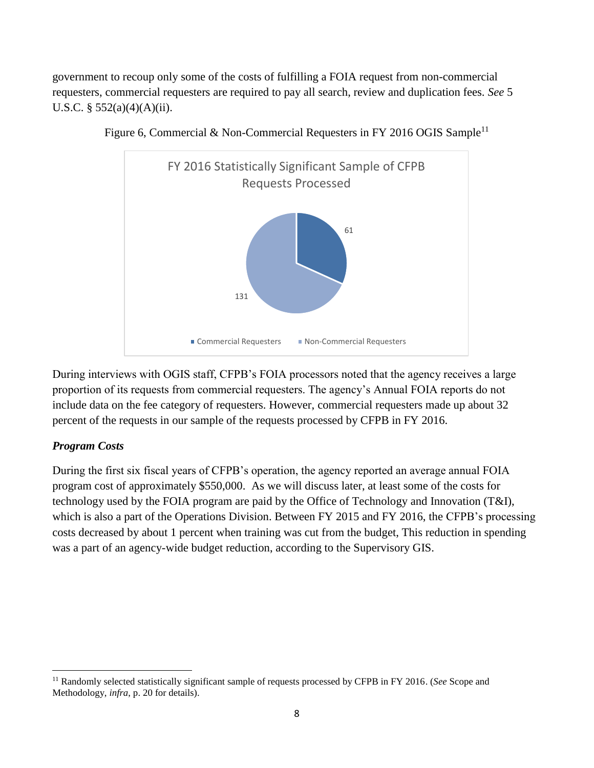government to recoup only some of the costs of fulfilling a FOIA request from non-commercial requesters, commercial requesters are required to pay all search, review and duplication fees. *See* 5 U.S.C. § 552(a)(4)(A)(ii).

Figure 6, Commercial & Non-Commercial Requesters in FY 2016 OGIS Sample[11]

FY 2016 Statistically Significant Sample of CFPB Requests Processed

| Category | Count |
|---|---|
| Commercial Requesters | 61 |
| Non-Commercial Requesters | 131 |

During interviews with OGIS staff, CFPB's FOIA processors noted that the agency receives a large proportion of its requests from commercial requesters. The agency's Annual FOIA reports do not include data on the fee category of requesters. However, commercial requesters made up about 32 percent of the requests in our sample of the requests processed by CFPB in FY 2016.

### *Program Costs*

During the first six fiscal years of CFPB's operation, the agency reported an average annual FOIA program cost of approximately $550,000. As we will discuss later, at least some of the costs for technology used by the FOIA program are paid by the Office of Technology and Innovation (T&I), which is also a part of the Operations Division. Between FY 2015 and FY 2016, the CFPB's processing costs decreased by about 1 percent when training was cut from the budget, This reduction in spending was a part of an agency-wide budget reduction, according to the Supervisory GIS.

---

[11] Randomly selected statistically significant sample of requests processed by CFPB in FY 2016. (*See* Scope and Methodology, *infra*, p. 20 for details).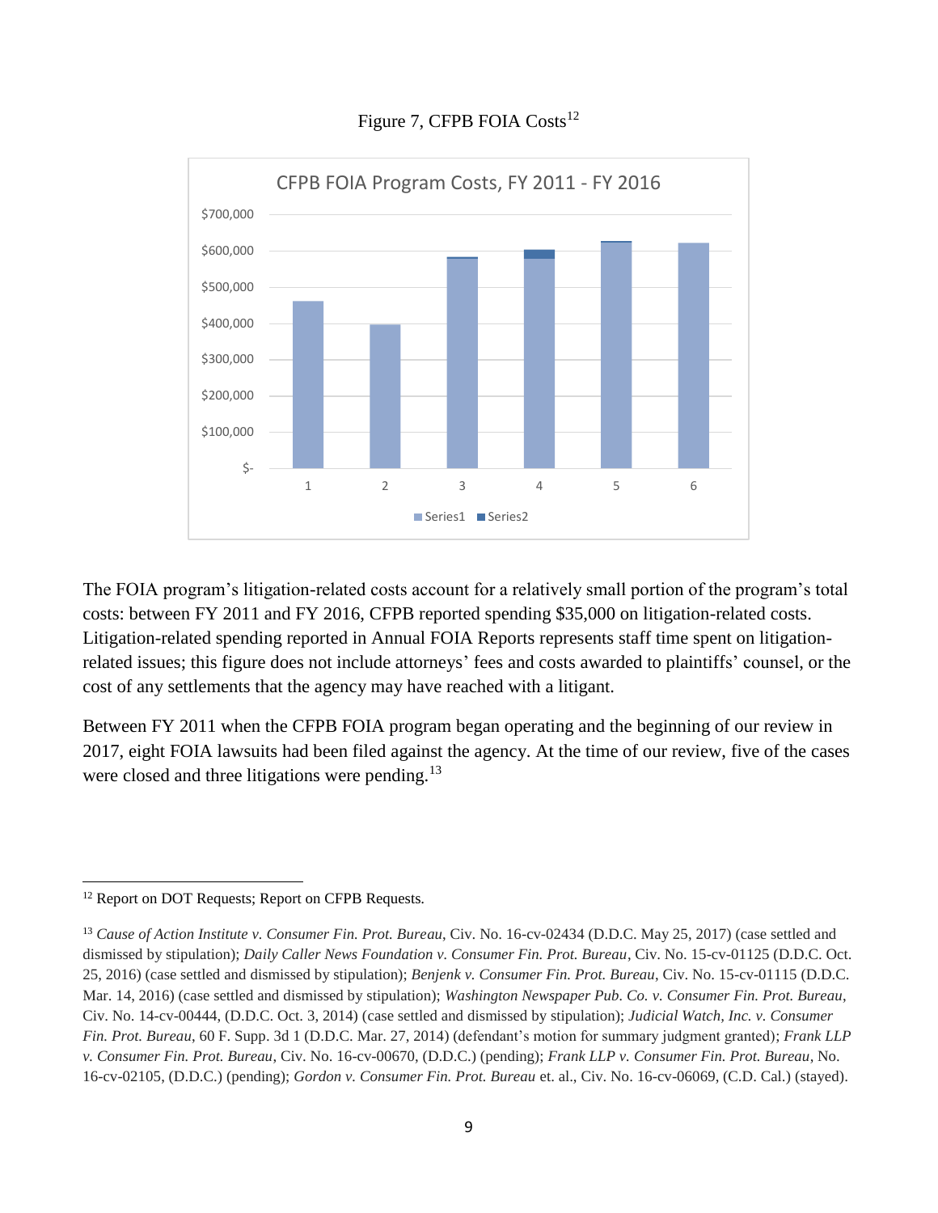Figure 7, CFPB FOIA Costs[12]

The FOIA program's litigation-related costs account for a relatively small portion of the program's total costs: between FY 2011 and FY 2016, CFPB reported spending $35,000 on litigation-related costs. Litigation-related spending reported in Annual FOIA Reports represents staff time spent on litigation-related issues; this figure does not include attorneys' fees and costs awarded to plaintiffs' counsel, or the cost of any settlements that the agency may have reached with a litigant.

Between FY 2011 when the CFPB FOIA program began operating and the beginning of our review in 2017, eight FOIA lawsuits had been filed against the agency. At the time of our review, five of the cases were closed and three litigations were pending.[13]

---

[12] Report on DOT Requests; Report on CFPB Requests.

[13] *Cause of Action Institute v. Consumer Fin. Prot. Bureau*, Civ. No. 16-cv-02434 (D.D.C. May 25, 2017) (case settled and dismissed by stipulation); *Daily Caller News Foundation v. Consumer Fin. Prot. Bureau*, Civ. No. 15-cv-01125 (D.D.C. Oct. 25, 2016) (case settled and dismissed by stipulation); *Benjenk v. Consumer Fin. Prot. Bureau*, Civ. No. 15-cv-01115 (D.D.C. Mar. 14, 2016) (case settled and dismissed by stipulation); *Washington Newspaper Pub. Co. v. Consumer Fin. Prot. Bureau*, Civ. No. 14-cv-00444, (D.D.C. Oct. 3, 2014) (case settled and dismissed by stipulation); *Judicial Watch, Inc. v. Consumer Fin. Prot. Bureau*, 60 F. Supp. 3d 1 (D.D.C. Mar. 27, 2014) (defendant's motion for summary judgment granted); *Frank LLP v. Consumer Fin. Prot. Bureau*, Civ. No. 16-cv-00670, (D.D.C.) (pending); *Frank LLP v. Consumer Fin. Prot. Bureau*, No. 16-cv-02105, (D.D.C.) (pending); *Gordon v. Consumer Fin. Prot. Bureau* et. al., Civ. No. 16-cv-06069, (C.D. Cal.) (stayed).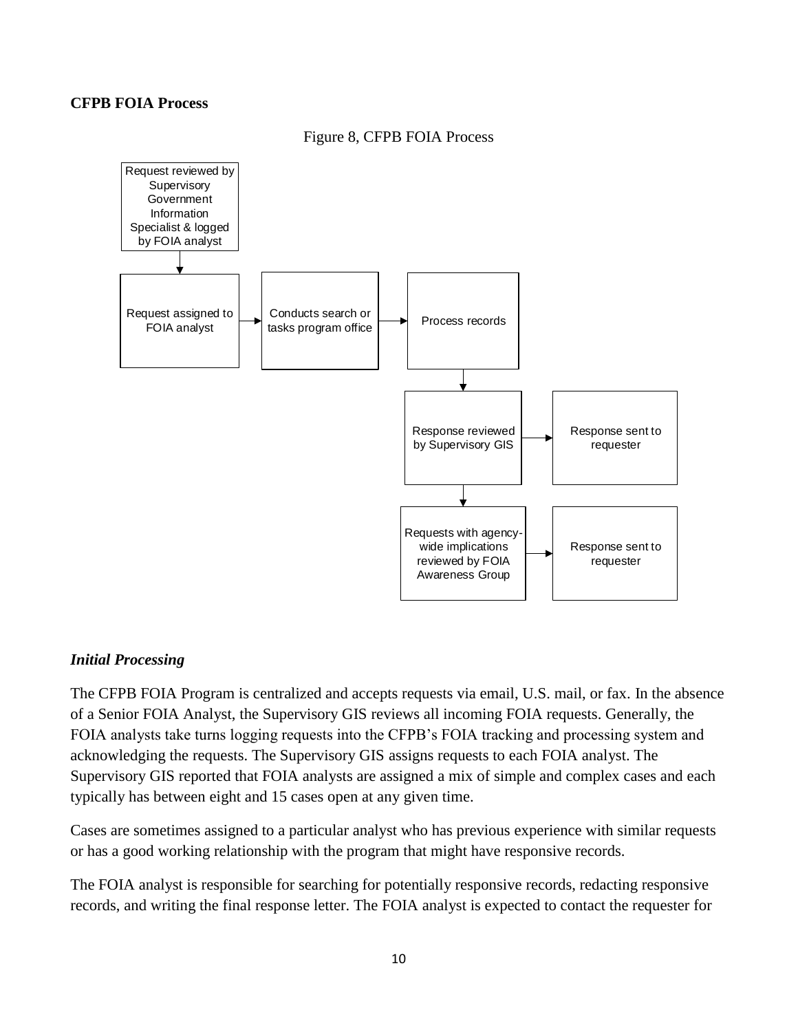**CFPB FOIA Process**

Figure 8, CFPB FOIA Process

Request reviewed by Supervisory Government Information Specialist & logged by FOIA analyst

Request assigned to FOIA analyst

Conducts search or tasks program office

Process records

Response reviewed by Supervisory GIS

Response sent to requester

Requests with agency-wide implications reviewed by FOIA Awareness Group

Response sent to requester

### *Initial Processing*

The CFPB FOIA Program is centralized and accepts requests via email, U.S. mail, or fax. In the absence of a Senior FOIA Analyst, the Supervisory GIS reviews all incoming FOIA requests. Generally, the FOIA analysts take turns logging requests into the CFPB's FOIA tracking and processing system and acknowledging the requests. The Supervisory GIS assigns requests to each FOIA analyst. The Supervisory GIS reported that FOIA analysts are assigned a mix of simple and complex cases and each typically has between eight and 15 cases open at any given time.

Cases are sometimes assigned to a particular analyst who has previous experience with similar requests or has a good working relationship with the program that might have responsive records.

The FOIA analyst is responsible for searching for potentially responsive records, redacting responsive records, and writing the final response letter. The FOIA analyst is expected to contact the requester for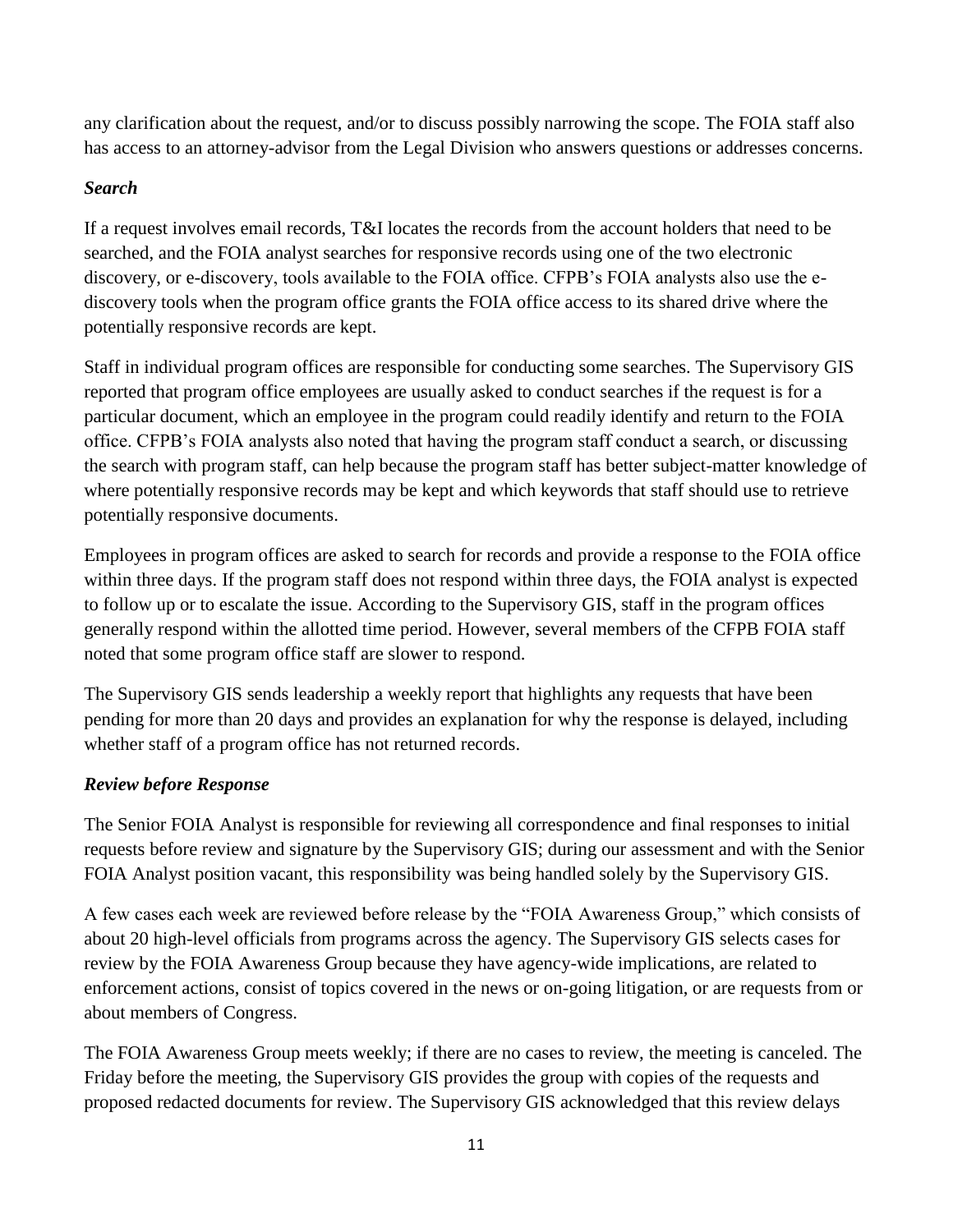any clarification about the request, and/or to discuss possibly narrowing the scope. The FOIA staff also has access to an attorney-advisor from the Legal Division who answers questions or addresses concerns.

***Search***

If a request involves email records, T&I locates the records from the account holders that need to be searched, and the FOIA analyst searches for responsive records using one of the two electronic discovery, or e-discovery, tools available to the FOIA office. CFPB's FOIA analysts also use the e-discovery tools when the program office grants the FOIA office access to its shared drive where the potentially responsive records are kept.

Staff in individual program offices are responsible for conducting some searches. The Supervisory GIS reported that program office employees are usually asked to conduct searches if the request is for a particular document, which an employee in the program could readily identify and return to the FOIA office. CFPB's FOIA analysts also noted that having the program staff conduct a search, or discussing the search with program staff, can help because the program staff has better subject-matter knowledge of where potentially responsive records may be kept and which keywords that staff should use to retrieve potentially responsive documents.

Employees in program offices are asked to search for records and provide a response to the FOIA office within three days. If the program staff does not respond within three days, the FOIA analyst is expected to follow up or to escalate the issue. According to the Supervisory GIS, staff in the program offices generally respond within the allotted time period. However, several members of the CFPB FOIA staff noted that some program office staff are slower to respond.

The Supervisory GIS sends leadership a weekly report that highlights any requests that have been pending for more than 20 days and provides an explanation for why the response is delayed, including whether staff of a program office has not returned records.

***Review before Response***

The Senior FOIA Analyst is responsible for reviewing all correspondence and final responses to initial requests before review and signature by the Supervisory GIS; during our assessment and with the Senior FOIA Analyst position vacant, this responsibility was being handled solely by the Supervisory GIS.

A few cases each week are reviewed before release by the "FOIA Awareness Group," which consists of about 20 high-level officials from programs across the agency. The Supervisory GIS selects cases for review by the FOIA Awareness Group because they have agency-wide implications, are related to enforcement actions, consist of topics covered in the news or on-going litigation, or are requests from or about members of Congress.

The FOIA Awareness Group meets weekly; if there are no cases to review, the meeting is canceled. The Friday before the meeting, the Supervisory GIS provides the group with copies of the requests and proposed redacted documents for review. The Supervisory GIS acknowledged that this review delays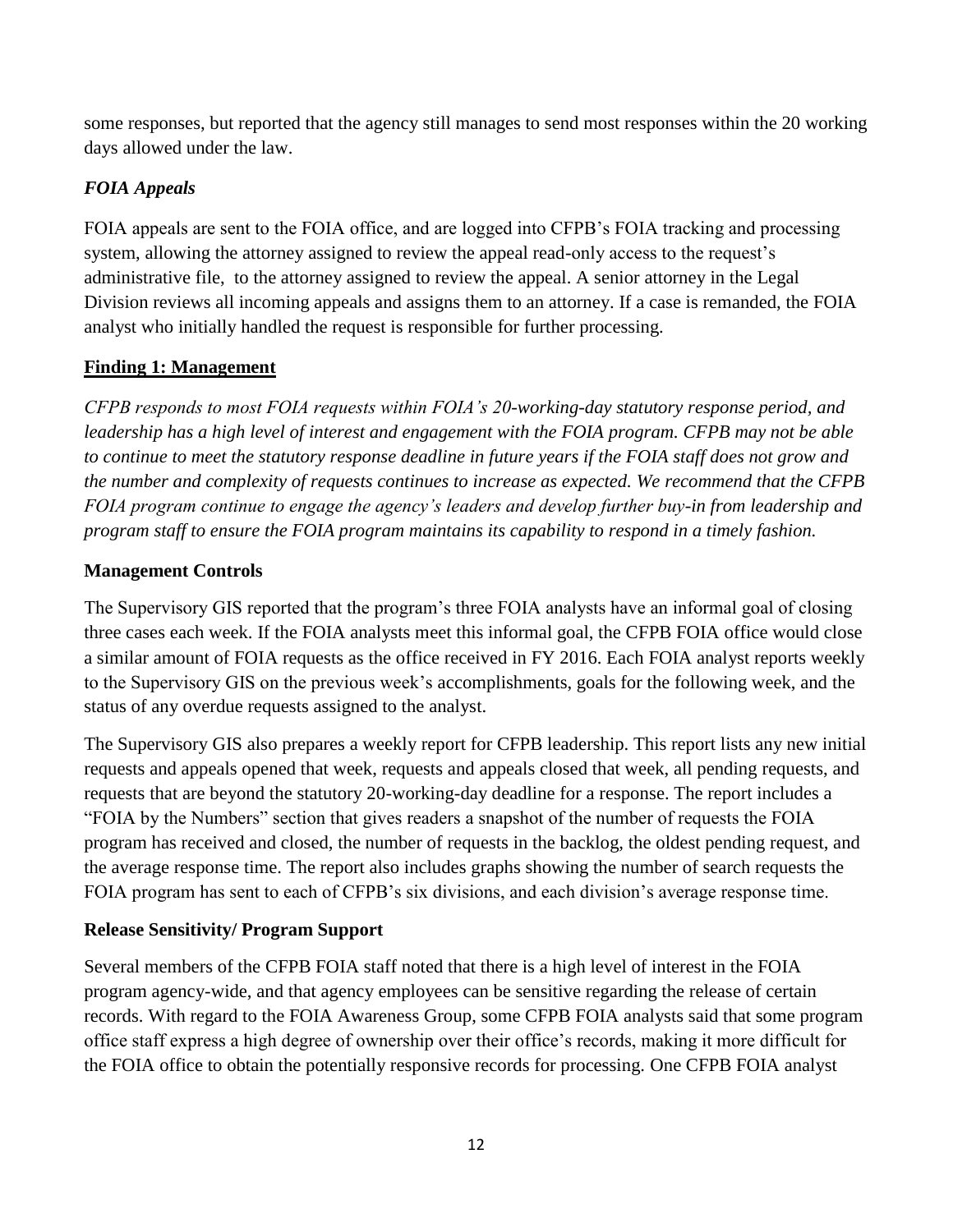some responses, but reported that the agency still manages to send most responses within the 20 working days allowed under the law.

### *FOIA Appeals*

FOIA appeals are sent to the FOIA office, and are logged into CFPB's FOIA tracking and processing system, allowing the attorney assigned to review the appeal read-only access to the request's administrative file, to the attorney assigned to review the appeal. A senior attorney in the Legal Division reviews all incoming appeals and assigns them to an attorney. If a case is remanded, the FOIA analyst who initially handled the request is responsible for further processing.

## **Finding 1: Management**

*CFPB responds to most FOIA requests within FOIA's 20-working-day statutory response period, and leadership has a high level of interest and engagement with the FOIA program. CFPB may not be able to continue to meet the statutory response deadline in future years if the FOIA staff does not grow and the number and complexity of requests continues to increase as expected. We recommend that the CFPB FOIA program continue to engage the agency's leaders and develop further buy-in from leadership and program staff to ensure the FOIA program maintains its capability to respond in a timely fashion.*

### **Management Controls**

The Supervisory GIS reported that the program's three FOIA analysts have an informal goal of closing three cases each week. If the FOIA analysts meet this informal goal, the CFPB FOIA office would close a similar amount of FOIA requests as the office received in FY 2016. Each FOIA analyst reports weekly to the Supervisory GIS on the previous week's accomplishments, goals for the following week, and the status of any overdue requests assigned to the analyst.

The Supervisory GIS also prepares a weekly report for CFPB leadership. This report lists any new initial requests and appeals opened that week, requests and appeals closed that week, all pending requests, and requests that are beyond the statutory 20-working-day deadline for a response. The report includes a "FOIA by the Numbers" section that gives readers a snapshot of the number of requests the FOIA program has received and closed, the number of requests in the backlog, the oldest pending request, and the average response time. The report also includes graphs showing the number of search requests the FOIA program has sent to each of CFPB's six divisions, and each division's average response time.

### **Release Sensitivity/ Program Support**

Several members of the CFPB FOIA staff noted that there is a high level of interest in the FOIA program agency-wide, and that agency employees can be sensitive regarding the release of certain records. With regard to the FOIA Awareness Group, some CFPB FOIA analysts said that some program office staff express a high degree of ownership over their office's records, making it more difficult for the FOIA office to obtain the potentially responsive records for processing. One CFPB FOIA analyst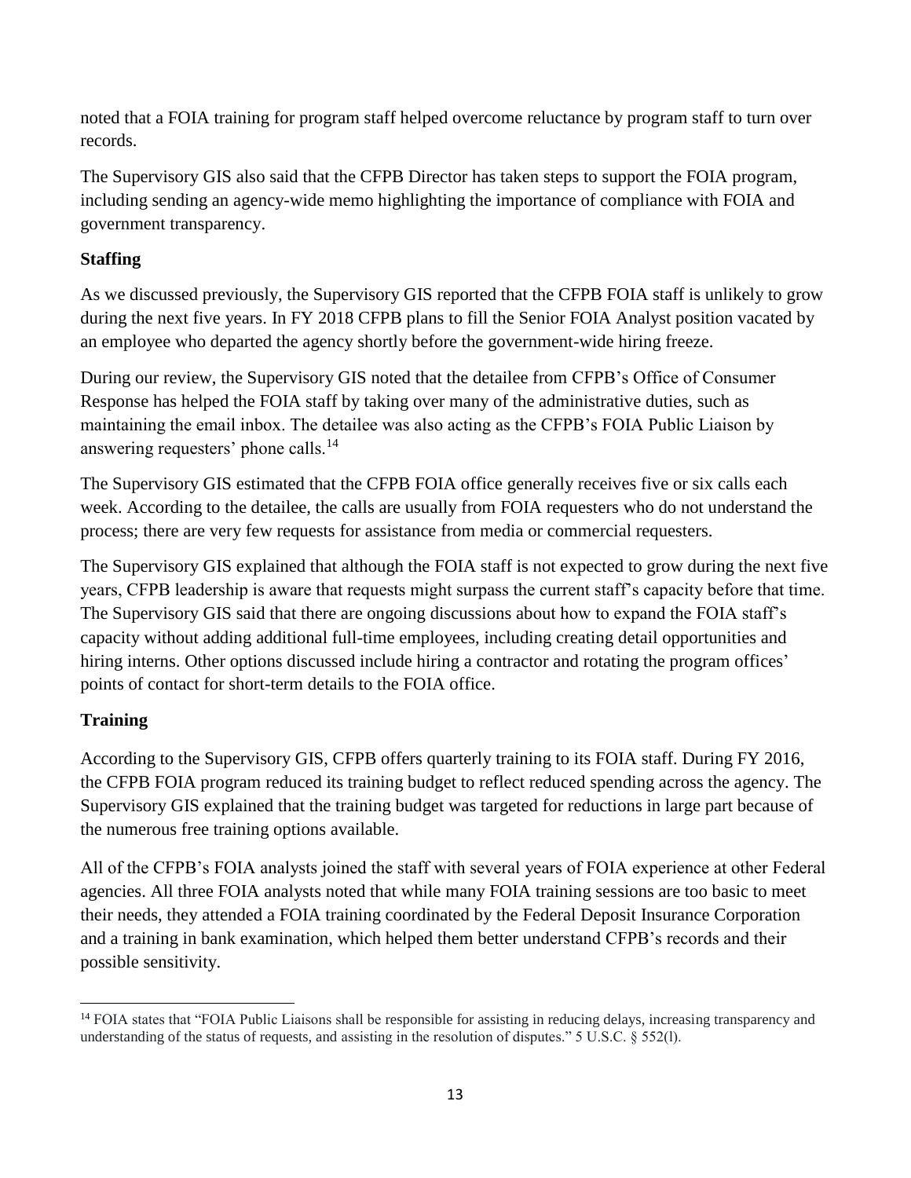noted that a FOIA training for program staff helped overcome reluctance by program staff to turn over records.

The Supervisory GIS also said that the CFPB Director has taken steps to support the FOIA program, including sending an agency-wide memo highlighting the importance of compliance with FOIA and government transparency.

**Staffing**

As we discussed previously, the Supervisory GIS reported that the CFPB FOIA staff is unlikely to grow during the next five years. In FY 2018 CFPB plans to fill the Senior FOIA Analyst position vacated by an employee who departed the agency shortly before the government-wide hiring freeze.

During our review, the Supervisory GIS noted that the detailee from CFPB's Office of Consumer Response has helped the FOIA staff by taking over many of the administrative duties, such as maintaining the email inbox. The detailee was also acting as the CFPB's FOIA Public Liaison by answering requesters' phone calls.[14]

The Supervisory GIS estimated that the CFPB FOIA office generally receives five or six calls each week. According to the detailee, the calls are usually from FOIA requesters who do not understand the process; there are very few requests for assistance from media or commercial requesters.

The Supervisory GIS explained that although the FOIA staff is not expected to grow during the next five years, CFPB leadership is aware that requests might surpass the current staff's capacity before that time. The Supervisory GIS said that there are ongoing discussions about how to expand the FOIA staff's capacity without adding additional full-time employees, including creating detail opportunities and hiring interns. Other options discussed include hiring a contractor and rotating the program offices' points of contact for short-term details to the FOIA office.

**Training**

According to the Supervisory GIS, CFPB offers quarterly training to its FOIA staff. During FY 2016, the CFPB FOIA program reduced its training budget to reflect reduced spending across the agency. The Supervisory GIS explained that the training budget was targeted for reductions in large part because of the numerous free training options available.

All of the CFPB's FOIA analysts joined the staff with several years of FOIA experience at other Federal agencies. All three FOIA analysts noted that while many FOIA training sessions are too basic to meet their needs, they attended a FOIA training coordinated by the Federal Deposit Insurance Corporation and a training in bank examination, which helped them better understand CFPB's records and their possible sensitivity.

[14] FOIA states that "FOIA Public Liaisons shall be responsible for assisting in reducing delays, increasing transparency and understanding of the status of requests, and assisting in the resolution of disputes." 5 U.S.C. § 552(l).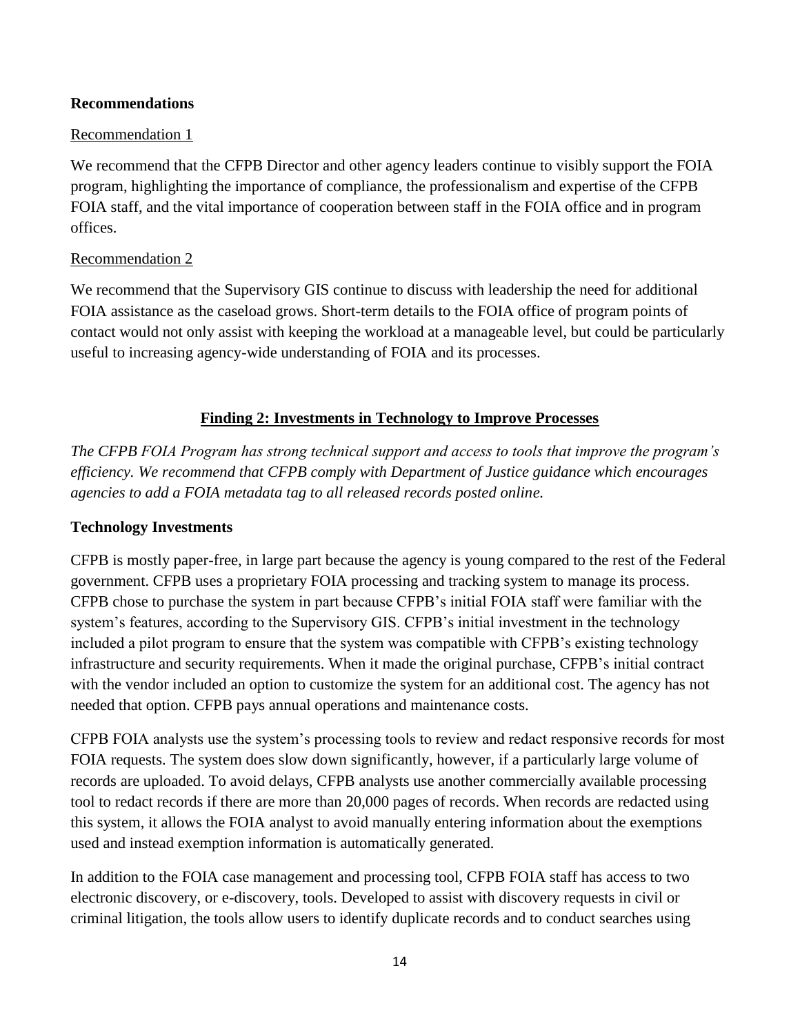**Recommendations**

Recommendation 1

We recommend that the CFPB Director and other agency leaders continue to visibly support the FOIA program, highlighting the importance of compliance, the professionalism and expertise of the CFPB FOIA staff, and the vital importance of cooperation between staff in the FOIA office and in program offices.

Recommendation 2

We recommend that the Supervisory GIS continue to discuss with leadership the need for additional FOIA assistance as the caseload grows. Short-term details to the FOIA office of program points of contact would not only assist with keeping the workload at a manageable level, but could be particularly useful to increasing agency-wide understanding of FOIA and its processes.

## Finding 2: Investments in Technology to Improve Processes

*The CFPB FOIA Program has strong technical support and access to tools that improve the program's efficiency. We recommend that CFPB comply with Department of Justice guidance which encourages agencies to add a FOIA metadata tag to all released records posted online.*

**Technology Investments**

CFPB is mostly paper-free, in large part because the agency is young compared to the rest of the Federal government. CFPB uses a proprietary FOIA processing and tracking system to manage its process. CFPB chose to purchase the system in part because CFPB's initial FOIA staff were familiar with the system's features, according to the Supervisory GIS. CFPB's initial investment in the technology included a pilot program to ensure that the system was compatible with CFPB's existing technology infrastructure and security requirements. When it made the original purchase, CFPB's initial contract with the vendor included an option to customize the system for an additional cost. The agency has not needed that option. CFPB pays annual operations and maintenance costs.

CFPB FOIA analysts use the system's processing tools to review and redact responsive records for most FOIA requests. The system does slow down significantly, however, if a particularly large volume of records are uploaded. To avoid delays, CFPB analysts use another commercially available processing tool to redact records if there are more than 20,000 pages of records. When records are redacted using this system, it allows the FOIA analyst to avoid manually entering information about the exemptions used and instead exemption information is automatically generated.

In addition to the FOIA case management and processing tool, CFPB FOIA staff has access to two electronic discovery, or e-discovery, tools. Developed to assist with discovery requests in civil or criminal litigation, the tools allow users to identify duplicate records and to conduct searches using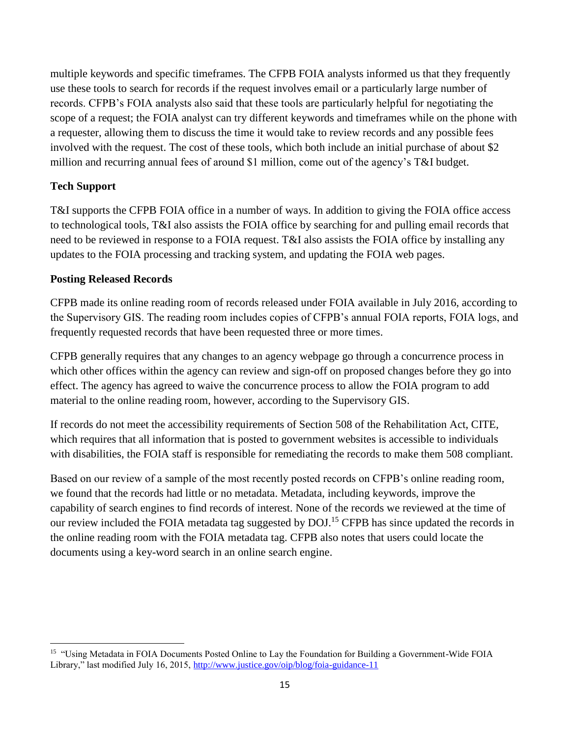multiple keywords and specific timeframes. The CFPB FOIA analysts informed us that they frequently use these tools to search for records if the request involves email or a particularly large number of records. CFPB's FOIA analysts also said that these tools are particularly helpful for negotiating the scope of a request; the FOIA analyst can try different keywords and timeframes while on the phone with a requester, allowing them to discuss the time it would take to review records and any possible fees involved with the request. The cost of these tools, which both include an initial purchase of about $2 million and recurring annual fees of around $1 million, come out of the agency's T&I budget.

**Tech Support**

T&I supports the CFPB FOIA office in a number of ways. In addition to giving the FOIA office access to technological tools, T&I also assists the FOIA office by searching for and pulling email records that need to be reviewed in response to a FOIA request. T&I also assists the FOIA office by installing any updates to the FOIA processing and tracking system, and updating the FOIA web pages.

**Posting Released Records**

CFPB made its online reading room of records released under FOIA available in July 2016, according to the Supervisory GIS. The reading room includes copies of CFPB's annual FOIA reports, FOIA logs, and frequently requested records that have been requested three or more times.

CFPB generally requires that any changes to an agency webpage go through a concurrence process in which other offices within the agency can review and sign-off on proposed changes before they go into effect. The agency has agreed to waive the concurrence process to allow the FOIA program to add material to the online reading room, however, according to the Supervisory GIS.

If records do not meet the accessibility requirements of Section 508 of the Rehabilitation Act, CITE, which requires that all information that is posted to government websites is accessible to individuals with disabilities, the FOIA staff is responsible for remediating the records to make them 508 compliant.

Based on our review of a sample of the most recently posted records on CFPB's online reading room, we found that the records had little or no metadata. Metadata, including keywords, improve the capability of search engines to find records of interest. None of the records we reviewed at the time of our review included the FOIA metadata tag suggested by DOJ.[15] CFPB has since updated the records in the online reading room with the FOIA metadata tag. CFPB also notes that users could locate the documents using a key-word search in an online search engine.

---

[15] "Using Metadata in FOIA Documents Posted Online to Lay the Foundation for Building a Government-Wide FOIA Library," last modified July 16, 2015, http://www.justice.gov/oip/blog/foia-guidance-11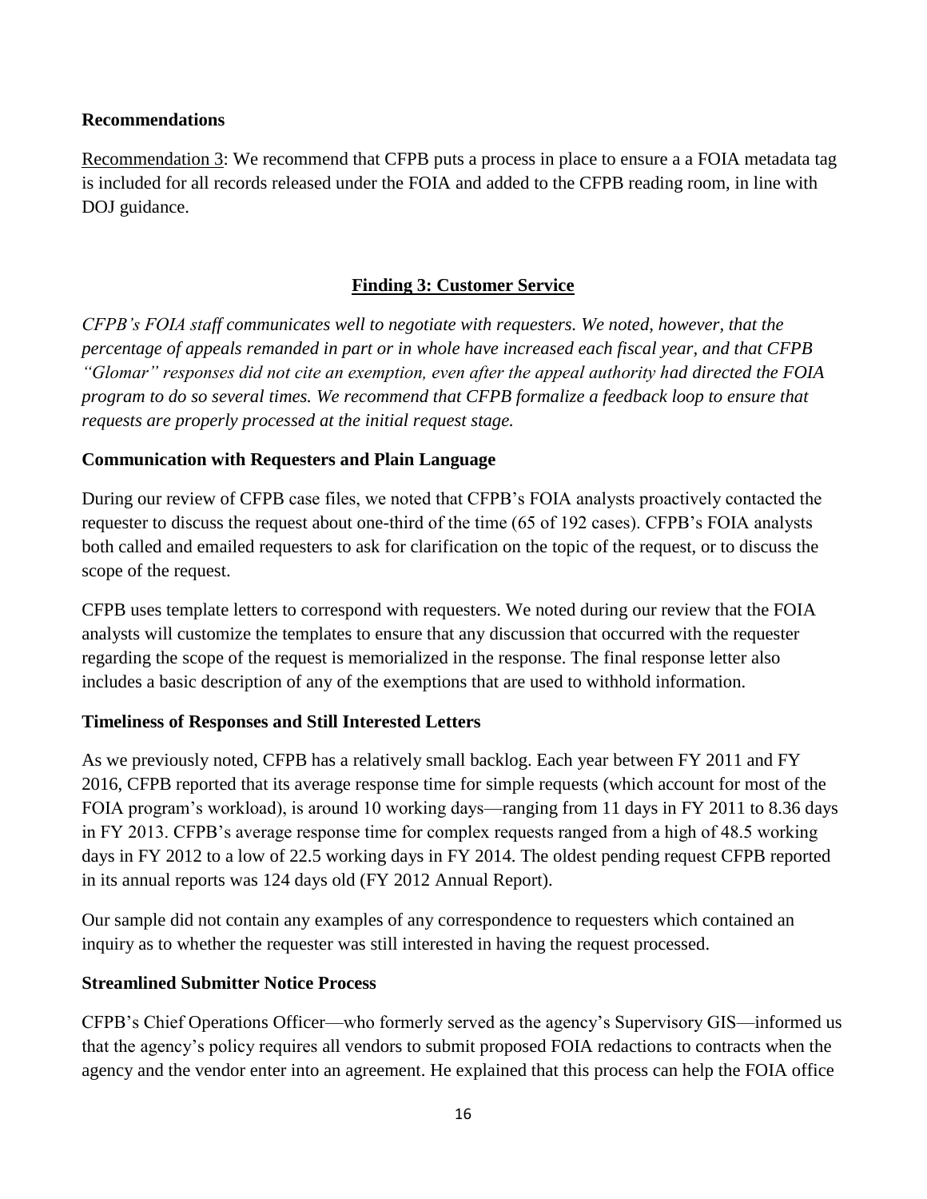### Recommendations

Recommendation 3: We recommend that CFPB puts a process in place to ensure a a FOIA metadata tag is included for all records released under the FOIA and added to the CFPB reading room, in line with DOJ guidance.

## Finding 3: Customer Service

*CFPB's FOIA staff communicates well to negotiate with requesters. We noted, however, that the percentage of appeals remanded in part or in whole have increased each fiscal year, and that CFPB "Glomar" responses did not cite an exemption, even after the appeal authority had directed the FOIA program to do so several times. We recommend that CFPB formalize a feedback loop to ensure that requests are properly processed at the initial request stage.*

### Communication with Requesters and Plain Language

During our review of CFPB case files, we noted that CFPB's FOIA analysts proactively contacted the requester to discuss the request about one-third of the time (65 of 192 cases). CFPB's FOIA analysts both called and emailed requesters to ask for clarification on the topic of the request, or to discuss the scope of the request.

CFPB uses template letters to correspond with requesters. We noted during our review that the FOIA analysts will customize the templates to ensure that any discussion that occurred with the requester regarding the scope of the request is memorialized in the response. The final response letter also includes a basic description of any of the exemptions that are used to withhold information.

### Timeliness of Responses and Still Interested Letters

As we previously noted, CFPB has a relatively small backlog. Each year between FY 2011 and FY 2016, CFPB reported that its average response time for simple requests (which account for most of the FOIA program's workload), is around 10 working days—ranging from 11 days in FY 2011 to 8.36 days in FY 2013. CFPB's average response time for complex requests ranged from a high of 48.5 working days in FY 2012 to a low of 22.5 working days in FY 2014. The oldest pending request CFPB reported in its annual reports was 124 days old (FY 2012 Annual Report).

Our sample did not contain any examples of any correspondence to requesters which contained an inquiry as to whether the requester was still interested in having the request processed.

### Streamlined Submitter Notice Process

CFPB's Chief Operations Officer—who formerly served as the agency's Supervisory GIS—informed us that the agency's policy requires all vendors to submit proposed FOIA redactions to contracts when the agency and the vendor enter into an agreement. He explained that this process can help the FOIA office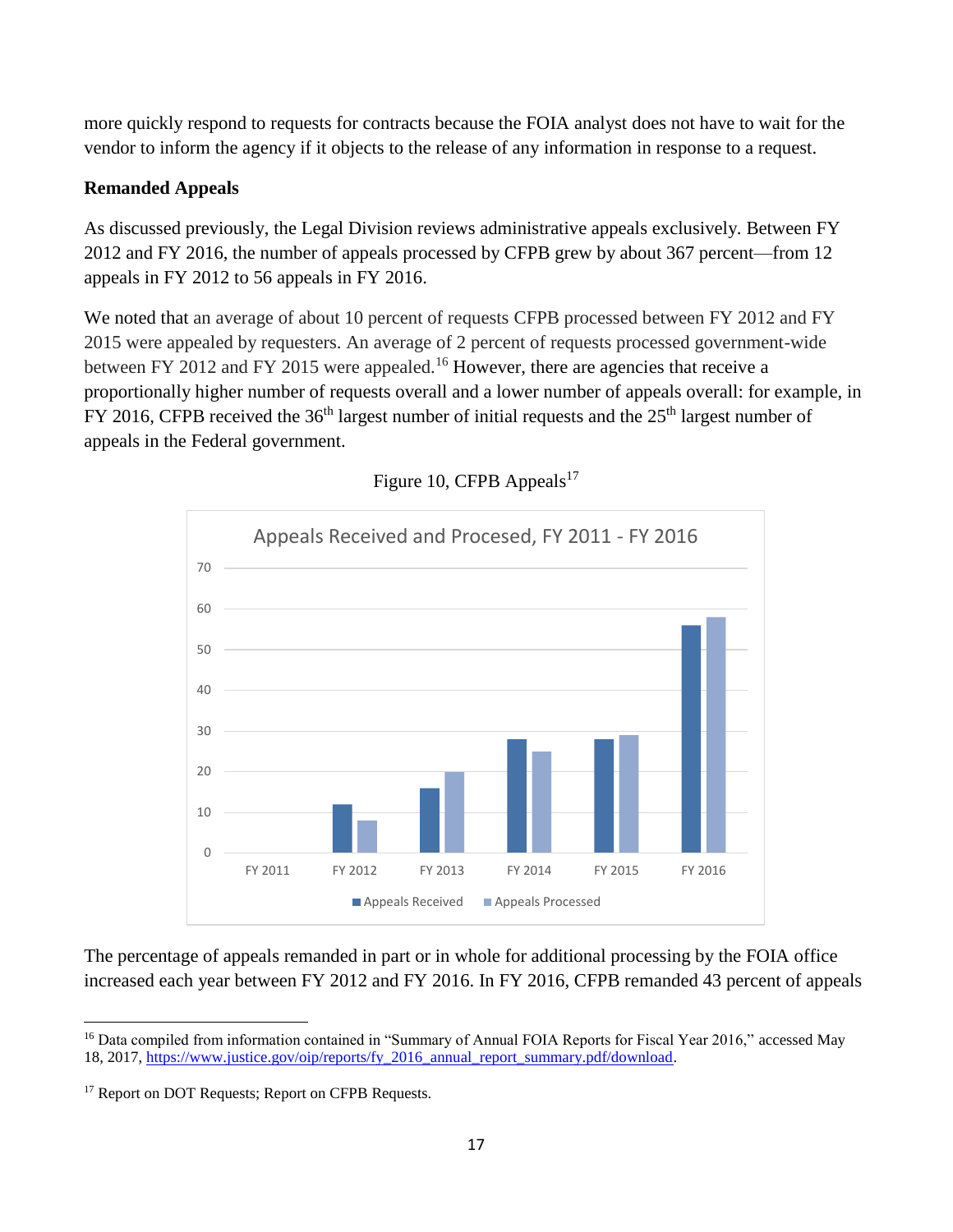more quickly respond to requests for contracts because the FOIA analyst does not have to wait for the vendor to inform the agency if it objects to the release of any information in response to a request.

**Remanded Appeals**

As discussed previously, the Legal Division reviews administrative appeals exclusively. Between FY 2012 and FY 2016, the number of appeals processed by CFPB grew by about 367 percent—from 12 appeals in FY 2012 to 56 appeals in FY 2016.

We noted that an average of about 10 percent of requests CFPB processed between FY 2012 and FY 2015 were appealed by requesters. An average of 2 percent of requests processed government-wide between FY 2012 and FY 2015 were appealed.[16] However, there are agencies that receive a proportionally higher number of requests overall and a lower number of appeals overall: for example, in FY 2016, CFPB received the 36th largest number of initial requests and the 25th largest number of appeals in the Federal government.

Figure 10, CFPB Appeals[17]

The percentage of appeals remanded in part or in whole for additional processing by the FOIA office increased each year between FY 2012 and FY 2016. In FY 2016, CFPB remanded 43 percent of appeals

---

[16] Data compiled from information contained in "Summary of Annual FOIA Reports for Fiscal Year 2016," accessed May 18, 2017, https://www.justice.gov/oip/reports/fy_2016_annual_report_summary.pdf/download.

[17] Report on DOT Requests; Report on CFPB Requests.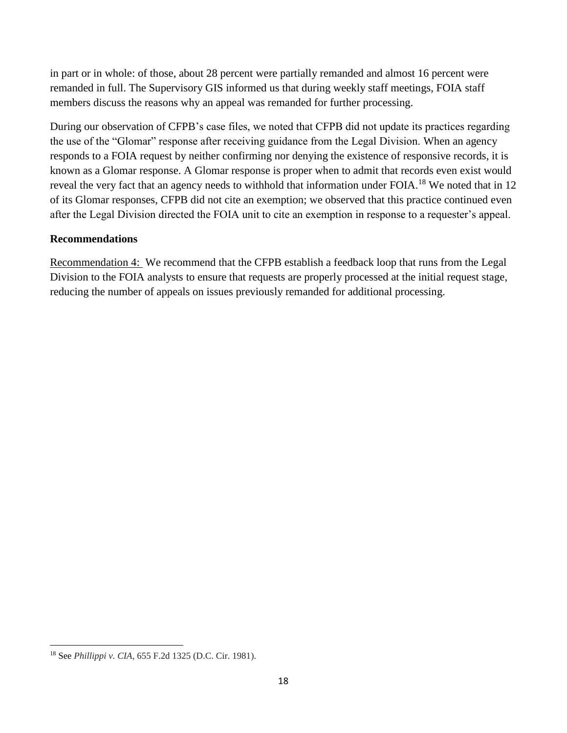in part or in whole: of those, about 28 percent were partially remanded and almost 16 percent were remanded in full. The Supervisory GIS informed us that during weekly staff meetings, FOIA staff members discuss the reasons why an appeal was remanded for further processing.

During our observation of CFPB's case files, we noted that CFPB did not update its practices regarding the use of the "Glomar" response after receiving guidance from the Legal Division. When an agency responds to a FOIA request by neither confirming nor denying the existence of responsive records, it is known as a Glomar response. A Glomar response is proper when to admit that records even exist would reveal the very fact that an agency needs to withhold that information under FOIA.[18] We noted that in 12 of its Glomar responses, CFPB did not cite an exemption; we observed that this practice continued even after the Legal Division directed the FOIA unit to cite an exemption in response to a requester's appeal.

## Recommendations

Recommendation 4: We recommend that the CFPB establish a feedback loop that runs from the Legal Division to the FOIA analysts to ensure that requests are properly processed at the initial request stage, reducing the number of appeals on issues previously remanded for additional processing.

---

[18] See *Phillippi v. CIA*, 655 F.2d 1325 (D.C. Cir. 1981).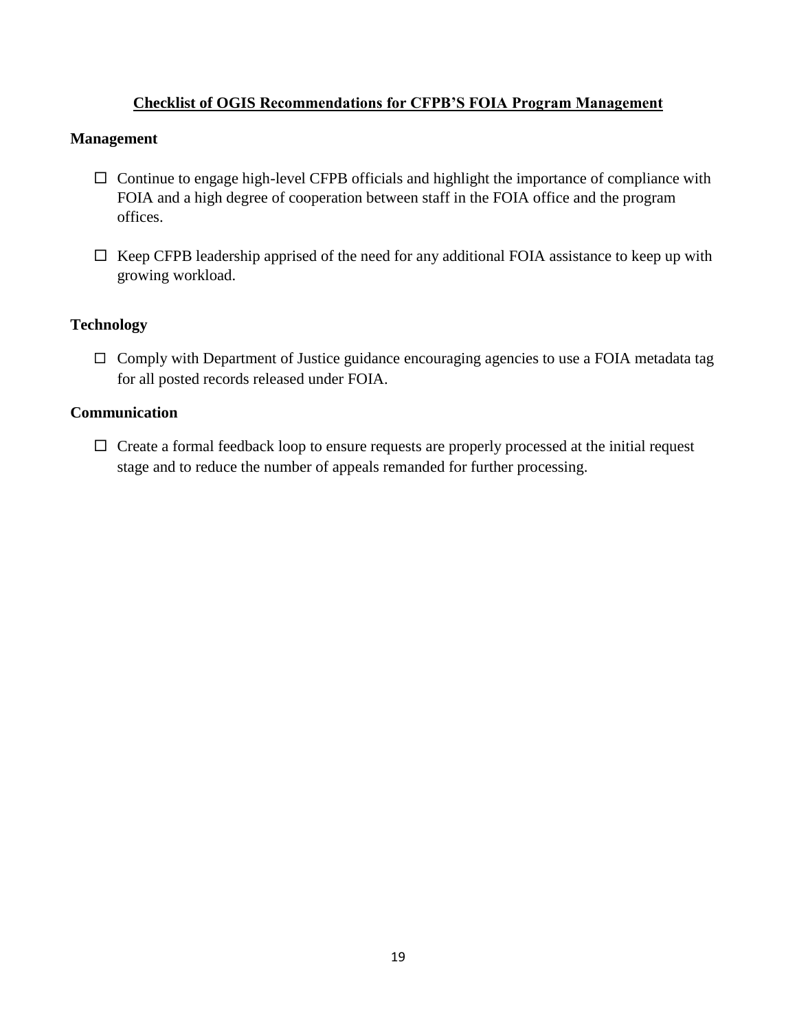## Checklist of OGIS Recommendations for CFPB'S FOIA Program Management

### Management

- ☐ Continue to engage high-level CFPB officials and highlight the importance of compliance with FOIA and a high degree of cooperation between staff in the FOIA office and the program offices.

- ☐ Keep CFPB leadership apprised of the need for any additional FOIA assistance to keep up with growing workload.

### Technology

- ☐ Comply with Department of Justice guidance encouraging agencies to use a FOIA metadata tag for all posted records released under FOIA.

### Communication

- ☐ Create a formal feedback loop to ensure requests are properly processed at the initial request stage and to reduce the number of appeals remanded for further processing.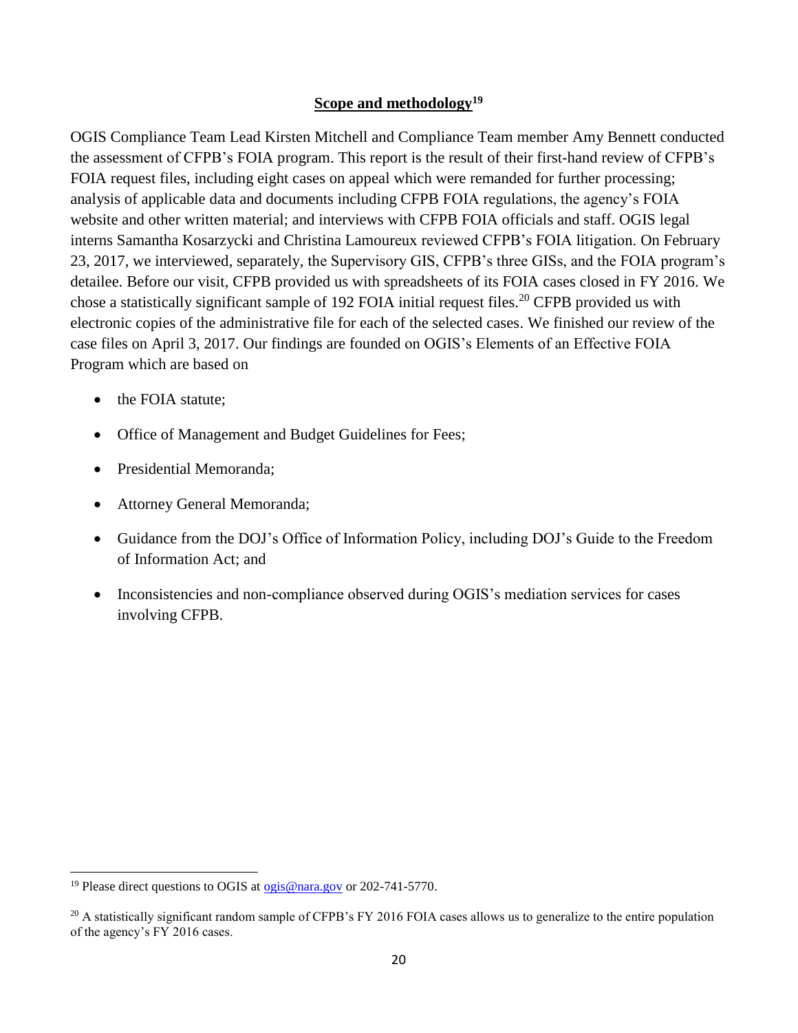## Scope and methodology[19]

OGIS Compliance Team Lead Kirsten Mitchell and Compliance Team member Amy Bennett conducted the assessment of CFPB's FOIA program. This report is the result of their first-hand review of CFPB's FOIA request files, including eight cases on appeal which were remanded for further processing; analysis of applicable data and documents including CFPB FOIA regulations, the agency's FOIA website and other written material; and interviews with CFPB FOIA officials and staff. OGIS legal interns Samantha Kosarzycki and Christina Lamoureux reviewed CFPB's FOIA litigation. On February 23, 2017, we interviewed, separately, the Supervisory GIS, CFPB's three GISs, and the FOIA program's detailee. Before our visit, CFPB provided us with spreadsheets of its FOIA cases closed in FY 2016. We chose a statistically significant sample of 192 FOIA initial request files.[20] CFPB provided us with electronic copies of the administrative file for each of the selected cases. We finished our review of the case files on April 3, 2017. Our findings are founded on OGIS's Elements of an Effective FOIA Program which are based on

- the FOIA statute;
- Office of Management and Budget Guidelines for Fees;
- Presidential Memoranda;
- Attorney General Memoranda;
- Guidance from the DOJ's Office of Information Policy, including DOJ's Guide to the Freedom of Information Act; and
- Inconsistencies and non-compliance observed during OGIS's mediation services for cases involving CFPB.

---

[19] Please direct questions to OGIS at ogis@nara.gov or 202-741-5770.

[20] A statistically significant random sample of CFPB's FY 2016 FOIA cases allows us to generalize to the entire population of the agency's FY 2016 cases.